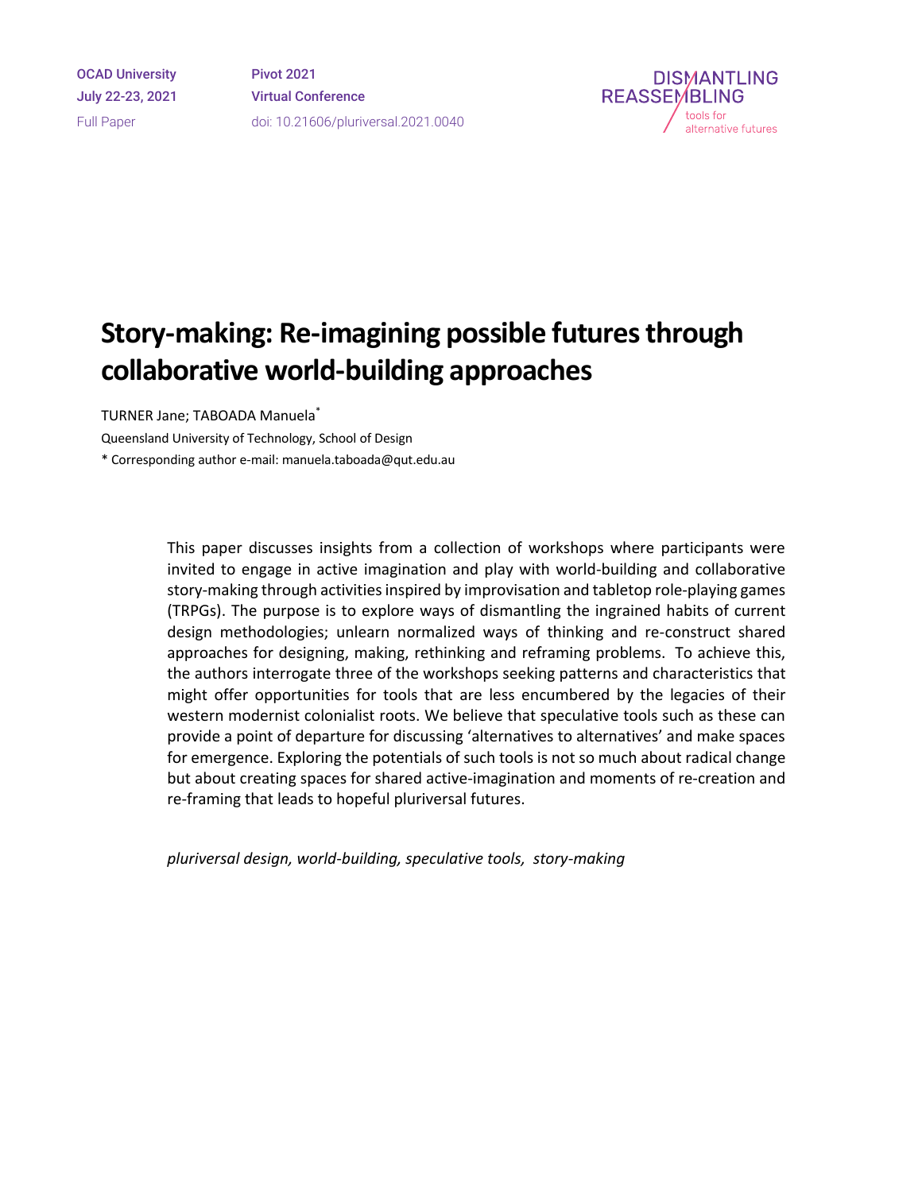OCAD University
July 22-23, 2021
Full Paper

Pivot 2021
Virtual Conference
doi: 10.21606/pluriversal.2021.0040

# Story-making: Re-imagining possible futures through collaborative world-building approaches

TURNER Jane; TABOADA Manuela*

Queensland University of Technology, School of Design

\* Corresponding author e-mail: manuela.taboada@qut.edu.au

This paper discusses insights from a collection of workshops where participants were invited to engage in active imagination and play with world-building and collaborative story-making through activities inspired by improvisation and tabletop role-playing games (TRPGs). The purpose is to explore ways of dismantling the ingrained habits of current design methodologies; unlearn normalized ways of thinking and re-construct shared approaches for designing, making, rethinking and reframing problems. To achieve this, the authors interrogate three of the workshops seeking patterns and characteristics that might offer opportunities for tools that are less encumbered by the legacies of their western modernist colonialist roots. We believe that speculative tools such as these can provide a point of departure for discussing 'alternatives to alternatives' and make spaces for emergence. Exploring the potentials of such tools is not so much about radical change but about creating spaces for shared active-imagination and moments of re-creation and re-framing that leads to hopeful pluriversal futures.

*pluriversal design, world-building, speculative tools, story-making*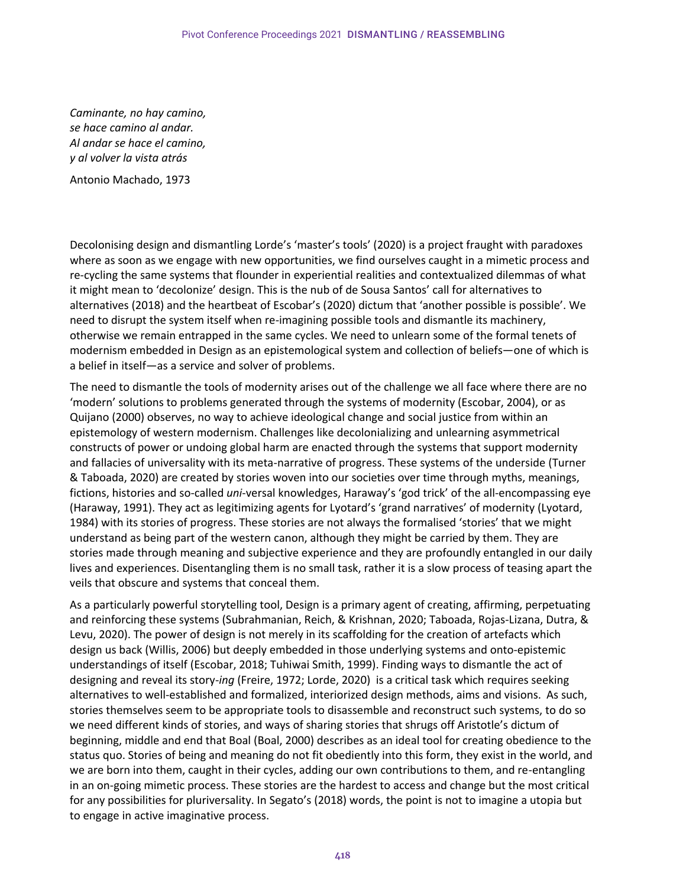*Caminante, no hay camino,*
*se hace camino al andar.*
*Al andar se hace el camino,*
*y al volver la vista atrás*

Antonio Machado, 1973

Decolonising design and dismantling Lorde's 'master's tools' (2020) is a project fraught with paradoxes where as soon as we engage with new opportunities, we find ourselves caught in a mimetic process and re-cycling the same systems that flounder in experiential realities and contextualized dilemmas of what it might mean to 'decolonize' design. This is the nub of de Sousa Santos' call for alternatives to alternatives (2018) and the heartbeat of Escobar's (2020) dictum that 'another possible is possible'. We need to disrupt the system itself when re-imagining possible tools and dismantle its machinery, otherwise we remain entrapped in the same cycles. We need to unlearn some of the formal tenets of modernism embedded in Design as an epistemological system and collection of beliefs—one of which is a belief in itself—as a service and solver of problems.

The need to dismantle the tools of modernity arises out of the challenge we all face where there are no 'modern' solutions to problems generated through the systems of modernity (Escobar, 2004), or as Quijano (2000) observes, no way to achieve ideological change and social justice from within an epistemology of western modernism. Challenges like decolonializing and unlearning asymmetrical constructs of power or undoing global harm are enacted through the systems that support modernity and fallacies of universality with its meta-narrative of progress. These systems of the underside (Turner & Taboada, 2020) are created by stories woven into our societies over time through myths, meanings, fictions, histories and so-called *uni*-versal knowledges, Haraway's 'god trick' of the all-encompassing eye (Haraway, 1991). They act as legitimizing agents for Lyotard's 'grand narratives' of modernity (Lyotard, 1984) with its stories of progress. These stories are not always the formalised 'stories' that we might understand as being part of the western canon, although they might be carried by them. They are stories made through meaning and subjective experience and they are profoundly entangled in our daily lives and experiences. Disentangling them is no small task, rather it is a slow process of teasing apart the veils that obscure and systems that conceal them.

As a particularly powerful storytelling tool, Design is a primary agent of creating, affirming, perpetuating and reinforcing these systems (Subrahmanian, Reich, & Krishnan, 2020; Taboada, Rojas-Lizana, Dutra, & Levu, 2020). The power of design is not merely in its scaffolding for the creation of artefacts which design us back (Willis, 2006) but deeply embedded in those underlying systems and onto-epistemic understandings of itself (Escobar, 2018; Tuhiwai Smith, 1999). Finding ways to dismantle the act of designing and reveal its story-*ing* (Freire, 1972; Lorde, 2020) is a critical task which requires seeking alternatives to well-established and formalized, interiorized design methods, aims and visions. As such, stories themselves seem to be appropriate tools to disassemble and reconstruct such systems, to do so we need different kinds of stories, and ways of sharing stories that shrugs off Aristotle's dictum of beginning, middle and end that Boal (Boal, 2000) describes as an ideal tool for creating obedience to the status quo. Stories of being and meaning do not fit obediently into this form, they exist in the world, and we are born into them, caught in their cycles, adding our own contributions to them, and re-entangling in an on-going mimetic process. These stories are the hardest to access and change but the most critical for any possibilities for pluriversality. In Segato's (2018) words, the point is not to imagine a utopia but to engage in active imaginative process.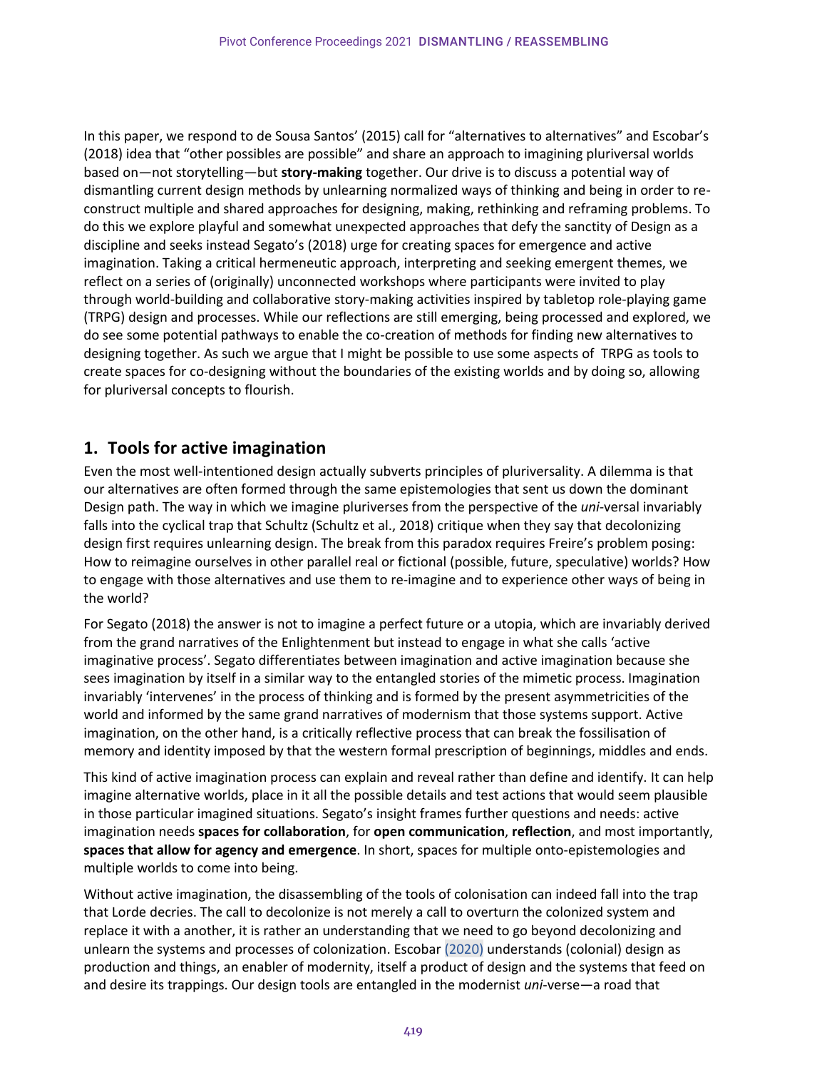In this paper, we respond to de Sousa Santos' (2015) call for "alternatives to alternatives" and Escobar's (2018) idea that "other possibles are possible" and share an approach to imagining pluriversal worlds based on—not storytelling—but **story-making** together. Our drive is to discuss a potential way of dismantling current design methods by unlearning normalized ways of thinking and being in order to re-construct multiple and shared approaches for designing, making, rethinking and reframing problems. To do this we explore playful and somewhat unexpected approaches that defy the sanctity of Design as a discipline and seeks instead Segato's (2018) urge for creating spaces for emergence and active imagination. Taking a critical hermeneutic approach, interpreting and seeking emergent themes, we reflect on a series of (originally) unconnected workshops where participants were invited to play through world-building and collaborative story-making activities inspired by tabletop role-playing game (TRPG) design and processes. While our reflections are still emerging, being processed and explored, we do see some potential pathways to enable the co-creation of methods for finding new alternatives to designing together. As such we argue that I might be possible to use some aspects of TRPG as tools to create spaces for co-designing without the boundaries of the existing worlds and by doing so, allowing for pluriversal concepts to flourish.

## 1. Tools for active imagination

Even the most well-intentioned design actually subverts principles of pluriversality. A dilemma is that our alternatives are often formed through the same epistemologies that sent us down the dominant Design path. The way in which we imagine pluriverses from the perspective of the *uni*-versal invariably falls into the cyclical trap that Schultz (Schultz et al., 2018) critique when they say that decolonizing design first requires unlearning design. The break from this paradox requires Freire's problem posing: How to reimagine ourselves in other parallel real or fictional (possible, future, speculative) worlds? How to engage with those alternatives and use them to re-imagine and to experience other ways of being in the world?

For Segato (2018) the answer is not to imagine a perfect future or a utopia, which are invariably derived from the grand narratives of the Enlightenment but instead to engage in what she calls 'active imaginative process'. Segato differentiates between imagination and active imagination because she sees imagination by itself in a similar way to the entangled stories of the mimetic process. Imagination invariably 'intervenes' in the process of thinking and is formed by the present asymmetricities of the world and informed by the same grand narratives of modernism that those systems support. Active imagination, on the other hand, is a critically reflective process that can break the fossilisation of memory and identity imposed by that the western formal prescription of beginnings, middles and ends.

This kind of active imagination process can explain and reveal rather than define and identify. It can help imagine alternative worlds, place in it all the possible details and test actions that would seem plausible in those particular imagined situations. Segato's insight frames further questions and needs: active imagination needs **spaces for collaboration**, for **open communication**, **reflection**, and most importantly, **spaces that allow for agency and emergence**. In short, spaces for multiple onto-epistemologies and multiple worlds to come into being.

Without active imagination, the disassembling of the tools of colonisation can indeed fall into the trap that Lorde decries. The call to decolonize is not merely a call to overturn the colonized system and replace it with a another, it is rather an understanding that we need to go beyond decolonizing and unlearn the systems and processes of colonization. Escobar (2020) understands (colonial) design as production and things, an enabler of modernity, itself a product of design and the systems that feed on and desire its trappings. Our design tools are entangled in the modernist *uni*-verse—a road that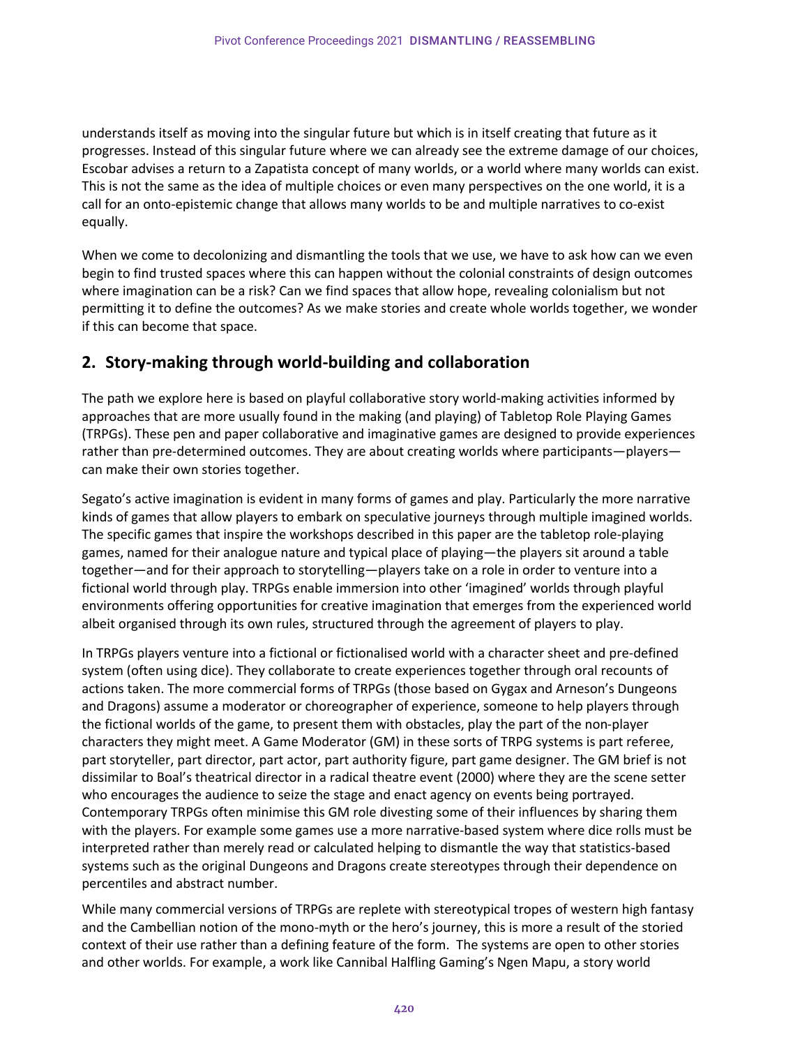understands itself as moving into the singular future but which is in itself creating that future as it progresses. Instead of this singular future where we can already see the extreme damage of our choices, Escobar advises a return to a Zapatista concept of many worlds, or a world where many worlds can exist. This is not the same as the idea of multiple choices or even many perspectives on the one world, it is a call for an onto-epistemic change that allows many worlds to be and multiple narratives to co-exist equally.

When we come to decolonizing and dismantling the tools that we use, we have to ask how can we even begin to find trusted spaces where this can happen without the colonial constraints of design outcomes where imagination can be a risk? Can we find spaces that allow hope, revealing colonialism but not permitting it to define the outcomes? As we make stories and create whole worlds together, we wonder if this can become that space.

## 2. Story-making through world-building and collaboration

The path we explore here is based on playful collaborative story world-making activities informed by approaches that are more usually found in the making (and playing) of Tabletop Role Playing Games (TRPGs). These pen and paper collaborative and imaginative games are designed to provide experiences rather than pre-determined outcomes. They are about creating worlds where participants—players—can make their own stories together.

Segato's active imagination is evident in many forms of games and play. Particularly the more narrative kinds of games that allow players to embark on speculative journeys through multiple imagined worlds. The specific games that inspire the workshops described in this paper are the tabletop role-playing games, named for their analogue nature and typical place of playing—the players sit around a table together—and for their approach to storytelling—players take on a role in order to venture into a fictional world through play. TRPGs enable immersion into other 'imagined' worlds through playful environments offering opportunities for creative imagination that emerges from the experienced world albeit organised through its own rules, structured through the agreement of players to play.

In TRPGs players venture into a fictional or fictionalised world with a character sheet and pre-defined system (often using dice). They collaborate to create experiences together through oral recounts of actions taken. The more commercial forms of TRPGs (those based on Gygax and Arneson's Dungeons and Dragons) assume a moderator or choreographer of experience, someone to help players through the fictional worlds of the game, to present them with obstacles, play the part of the non-player characters they might meet. A Game Moderator (GM) in these sorts of TRPG systems is part referee, part storyteller, part director, part actor, part authority figure, part game designer. The GM brief is not dissimilar to Boal's theatrical director in a radical theatre event (2000) where they are the scene setter who encourages the audience to seize the stage and enact agency on events being portrayed. Contemporary TRPGs often minimise this GM role divesting some of their influences by sharing them with the players. For example some games use a more narrative-based system where dice rolls must be interpreted rather than merely read or calculated helping to dismantle the way that statistics-based systems such as the original Dungeons and Dragons create stereotypes through their dependence on percentiles and abstract number.

While many commercial versions of TRPGs are replete with stereotypical tropes of western high fantasy and the Cambellian notion of the mono-myth or the hero's journey, this is more a result of the storied context of their use rather than a defining feature of the form. The systems are open to other stories and other worlds. For example, a work like Cannibal Halfling Gaming's Ngen Mapu, a story world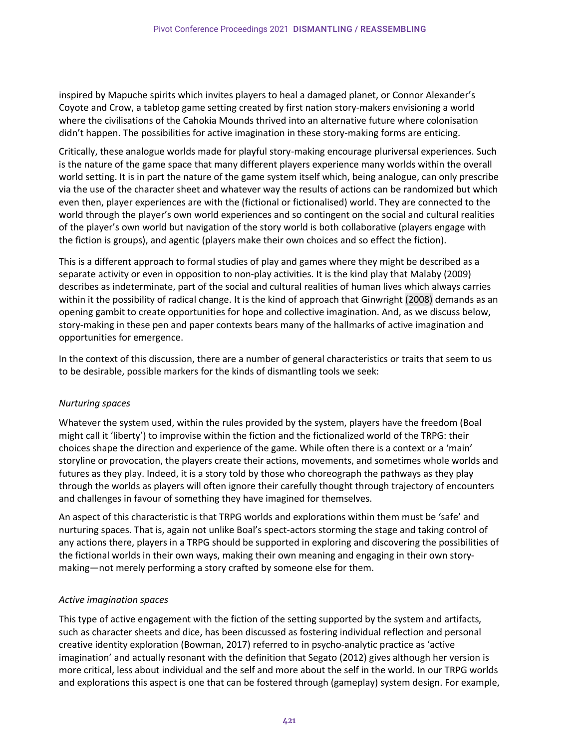inspired by Mapuche spirits which invites players to heal a damaged planet, or Connor Alexander's Coyote and Crow, a tabletop game setting created by first nation story-makers envisioning a world where the civilisations of the Cahokia Mounds thrived into an alternative future where colonisation didn't happen. The possibilities for active imagination in these story-making forms are enticing.

Critically, these analogue worlds made for playful story-making encourage pluriversal experiences. Such is the nature of the game space that many different players experience many worlds within the overall world setting. It is in part the nature of the game system itself which, being analogue, can only prescribe via the use of the character sheet and whatever way the results of actions can be randomized but which even then, player experiences are with the (fictional or fictionalised) world. They are connected to the world through the player's own world experiences and so contingent on the social and cultural realities of the player's own world but navigation of the story world is both collaborative (players engage with the fiction is groups), and agentic (players make their own choices and so effect the fiction).

This is a different approach to formal studies of play and games where they might be described as a separate activity or even in opposition to non-play activities. It is the kind play that Malaby (2009) describes as indeterminate, part of the social and cultural realities of human lives which always carries within it the possibility of radical change. It is the kind of approach that Ginwright (2008) demands as an opening gambit to create opportunities for hope and collective imagination. And, as we discuss below, story-making in these pen and paper contexts bears many of the hallmarks of active imagination and opportunities for emergence.

In the context of this discussion, there are a number of general characteristics or traits that seem to us to be desirable, possible markers for the kinds of dismantling tools we seek:

*Nurturing spaces*

Whatever the system used, within the rules provided by the system, players have the freedom (Boal might call it 'liberty') to improvise within the fiction and the fictionalized world of the TRPG: their choices shape the direction and experience of the game. While often there is a context or a 'main' storyline or provocation, the players create their actions, movements, and sometimes whole worlds and futures as they play. Indeed, it is a story told by those who choreograph the pathways as they play through the worlds as players will often ignore their carefully thought through trajectory of encounters and challenges in favour of something they have imagined for themselves.

An aspect of this characteristic is that TRPG worlds and explorations within them must be 'safe' and nurturing spaces. That is, again not unlike Boal's spect-actors storming the stage and taking control of any actions there, players in a TRPG should be supported in exploring and discovering the possibilities of the fictional worlds in their own ways, making their own meaning and engaging in their own story-making—not merely performing a story crafted by someone else for them.

*Active imagination spaces*

This type of active engagement with the fiction of the setting supported by the system and artifacts, such as character sheets and dice, has been discussed as fostering individual reflection and personal creative identity exploration (Bowman, 2017) referred to in psycho-analytic practice as 'active imagination' and actually resonant with the definition that Segato (2012) gives although her version is more critical, less about individual and the self and more about the self in the world. In our TRPG worlds and explorations this aspect is one that can be fostered through (gameplay) system design. For example,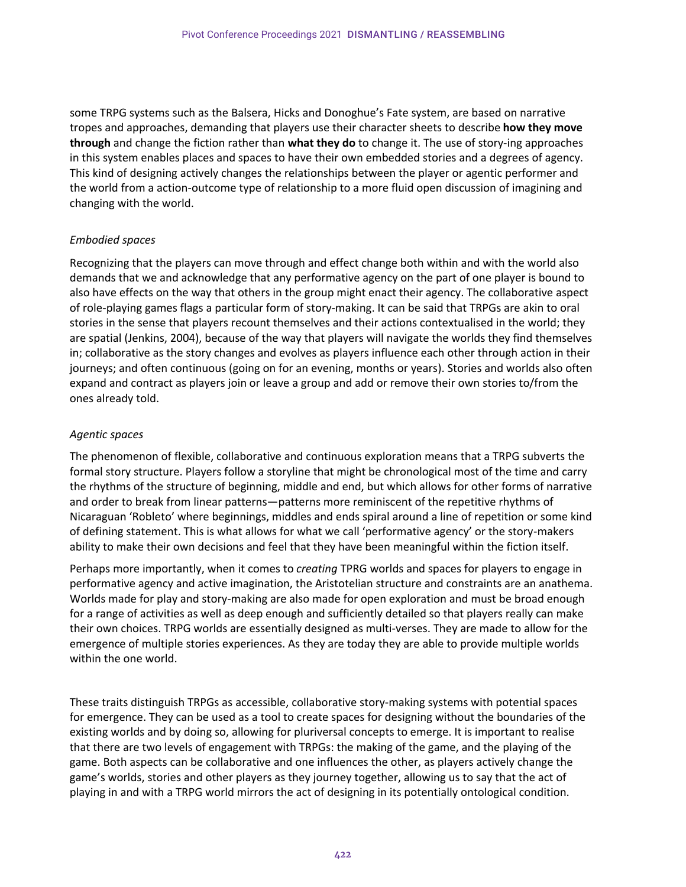some TRPG systems such as the Balsera, Hicks and Donoghue's Fate system, are based on narrative tropes and approaches, demanding that players use their character sheets to describe **how they move through** and change the fiction rather than **what they do** to change it. The use of story-ing approaches in this system enables places and spaces to have their own embedded stories and a degrees of agency. This kind of designing actively changes the relationships between the player or agentic performer and the world from a action-outcome type of relationship to a more fluid open discussion of imagining and changing with the world.

*Embodied spaces*

Recognizing that the players can move through and effect change both within and with the world also demands that we and acknowledge that any performative agency on the part of one player is bound to also have effects on the way that others in the group might enact their agency. The collaborative aspect of role-playing games flags a particular form of story-making. It can be said that TRPGs are akin to oral stories in the sense that players recount themselves and their actions contextualised in the world; they are spatial (Jenkins, 2004), because of the way that players will navigate the worlds they find themselves in; collaborative as the story changes and evolves as players influence each other through action in their journeys; and often continuous (going on for an evening, months or years). Stories and worlds also often expand and contract as players join or leave a group and add or remove their own stories to/from the ones already told.

*Agentic spaces*

The phenomenon of flexible, collaborative and continuous exploration means that a TRPG subverts the formal story structure. Players follow a storyline that might be chronological most of the time and carry the rhythms of the structure of beginning, middle and end, but which allows for other forms of narrative and order to break from linear patterns—patterns more reminiscent of the repetitive rhythms of Nicaraguan 'Robleto' where beginnings, middles and ends spiral around a line of repetition or some kind of defining statement. This is what allows for what we call 'performative agency' or the story-makers ability to make their own decisions and feel that they have been meaningful within the fiction itself.

Perhaps more importantly, when it comes to *creating* TPRG worlds and spaces for players to engage in performative agency and active imagination, the Aristotelian structure and constraints are an anathema. Worlds made for play and story-making are also made for open exploration and must be broad enough for a range of activities as well as deep enough and sufficiently detailed so that players really can make their own choices. TRPG worlds are essentially designed as multi-verses. They are made to allow for the emergence of multiple stories experiences. As they are today they are able to provide multiple worlds within the one world.

These traits distinguish TRPGs as accessible, collaborative story-making systems with potential spaces for emergence. They can be used as a tool to create spaces for designing without the boundaries of the existing worlds and by doing so, allowing for pluriversal concepts to emerge. It is important to realise that there are two levels of engagement with TRPGs: the making of the game, and the playing of the game. Both aspects can be collaborative and one influences the other, as players actively change the game's worlds, stories and other players as they journey together, allowing us to say that the act of playing in and with a TRPG world mirrors the act of designing in its potentially ontological condition.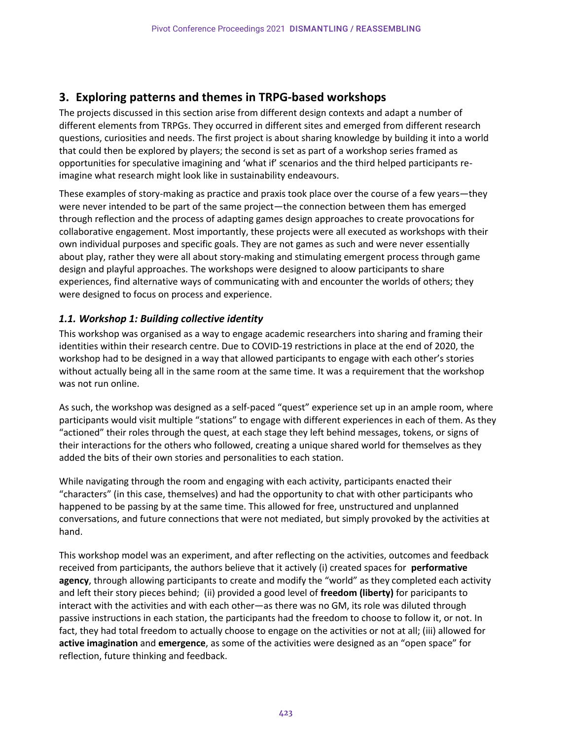## 3. Exploring patterns and themes in TRPG-based workshops

The projects discussed in this section arise from different design contexts and adapt a number of different elements from TRPGs. They occurred in different sites and emerged from different research questions, curiosities and needs. The first project is about sharing knowledge by building it into a world that could then be explored by players; the second is set as part of a workshop series framed as opportunities for speculative imagining and 'what if' scenarios and the third helped participants re-imagine what research might look like in sustainability endeavours.

These examples of story-making as practice and praxis took place over the course of a few years—they were never intended to be part of the same project—the connection between them has emerged through reflection and the process of adapting games design approaches to create provocations for collaborative engagement. Most importantly, these projects were all executed as workshops with their own individual purposes and specific goals. They are not games as such and were never essentially about play, rather they were all about story-making and stimulating emergent process through game design and playful approaches. The workshops were designed to aloow participants to share experiences, find alternative ways of communicating with and encounter the worlds of others; they were designed to focus on process and experience.

### *1.1. Workshop 1: Building collective identity*

This workshop was organised as a way to engage academic researchers into sharing and framing their identities within their research centre. Due to COVID-19 restrictions in place at the end of 2020, the workshop had to be designed in a way that allowed participants to engage with each other's stories without actually being all in the same room at the same time. It was a requirement that the workshop was not run online.

As such, the workshop was designed as a self-paced "quest" experience set up in an ample room, where participants would visit multiple "stations" to engage with different experiences in each of them. As they "actioned" their roles through the quest, at each stage they left behind messages, tokens, or signs of their interactions for the others who followed, creating a unique shared world for themselves as they added the bits of their own stories and personalities to each station.

While navigating through the room and engaging with each activity, participants enacted their "characters" (in this case, themselves) and had the opportunity to chat with other participants who happened to be passing by at the same time. This allowed for free, unstructured and unplanned conversations, and future connections that were not mediated, but simply provoked by the activities at hand.

This workshop model was an experiment, and after reflecting on the activities, outcomes and feedback received from participants, the authors believe that it actively (i) created spaces for **performative agency**, through allowing participants to create and modify the "world" as they completed each activity and left their story pieces behind; (ii) provided a good level of **freedom (liberty)** for paricipants to interact with the activities and with each other—as there was no GM, its role was diluted through passive instructions in each station, the participants had the freedom to choose to follow it, or not. In fact, they had total freedom to actually choose to engage on the activities or not at all; (iii) allowed for **active imagination** and **emergence**, as some of the activities were designed as an "open space" for reflection, future thinking and feedback.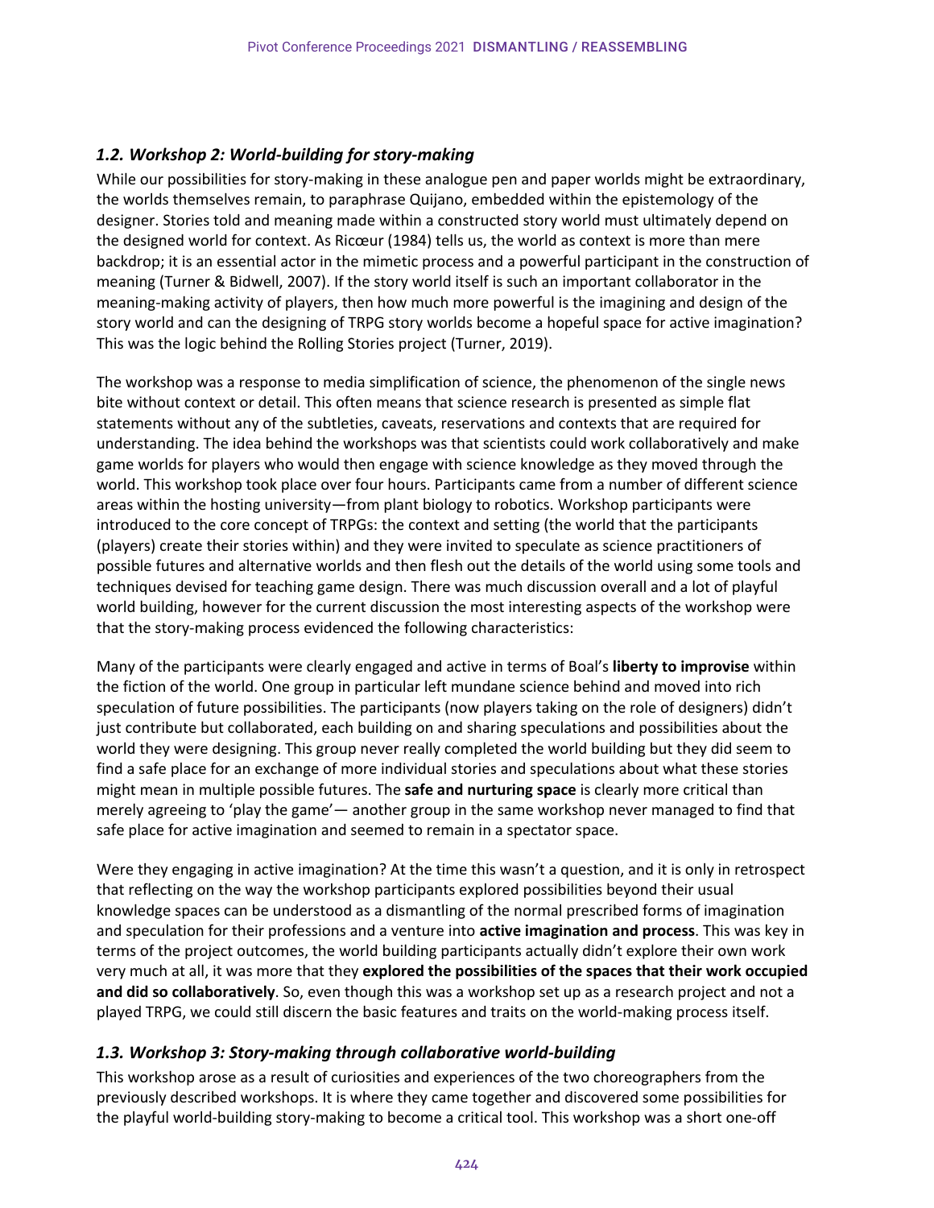### *1.2. Workshop 2: World-building for story-making*

While our possibilities for story-making in these analogue pen and paper worlds might be extraordinary, the worlds themselves remain, to paraphrase Quijano, embedded within the epistemology of the designer. Stories told and meaning made within a constructed story world must ultimately depend on the designed world for context. As Ricœur (1984) tells us, the world as context is more than mere backdrop; it is an essential actor in the mimetic process and a powerful participant in the construction of meaning (Turner & Bidwell, 2007). If the story world itself is such an important collaborator in the meaning-making activity of players, then how much more powerful is the imagining and design of the story world and can the designing of TRPG story worlds become a hopeful space for active imagination? This was the logic behind the Rolling Stories project (Turner, 2019).

The workshop was a response to media simplification of science, the phenomenon of the single news bite without context or detail. This often means that science research is presented as simple flat statements without any of the subtleties, caveats, reservations and contexts that are required for understanding. The idea behind the workshops was that scientists could work collaboratively and make game worlds for players who would then engage with science knowledge as they moved through the world. This workshop took place over four hours. Participants came from a number of different science areas within the hosting university—from plant biology to robotics. Workshop participants were introduced to the core concept of TRPGs: the context and setting (the world that the participants (players) create their stories within) and they were invited to speculate as science practitioners of possible futures and alternative worlds and then flesh out the details of the world using some tools and techniques devised for teaching game design. There was much discussion overall and a lot of playful world building, however for the current discussion the most interesting aspects of the workshop were that the story-making process evidenced the following characteristics:

Many of the participants were clearly engaged and active in terms of Boal's **liberty to improvise** within the fiction of the world. One group in particular left mundane science behind and moved into rich speculation of future possibilities. The participants (now players taking on the role of designers) didn't just contribute but collaborated, each building on and sharing speculations and possibilities about the world they were designing. This group never really completed the world building but they did seem to find a safe place for an exchange of more individual stories and speculations about what these stories might mean in multiple possible futures. The **safe and nurturing space** is clearly more critical than merely agreeing to 'play the game'— another group in the same workshop never managed to find that safe place for active imagination and seemed to remain in a spectator space.

Were they engaging in active imagination? At the time this wasn't a question, and it is only in retrospect that reflecting on the way the workshop participants explored possibilities beyond their usual knowledge spaces can be understood as a dismantling of the normal prescribed forms of imagination and speculation for their professions and a venture into **active imagination and process**. This was key in terms of the project outcomes, the world building participants actually didn't explore their own work very much at all, it was more that they **explored the possibilities of the spaces that their work occupied and did so collaboratively**. So, even though this was a workshop set up as a research project and not a played TRPG, we could still discern the basic features and traits on the world-making process itself.

### *1.3. Workshop 3: Story-making through collaborative world-building*

This workshop arose as a result of curiosities and experiences of the two choreographers from the previously described workshops. It is where they came together and discovered some possibilities for the playful world-building story-making to become a critical tool. This workshop was a short one-off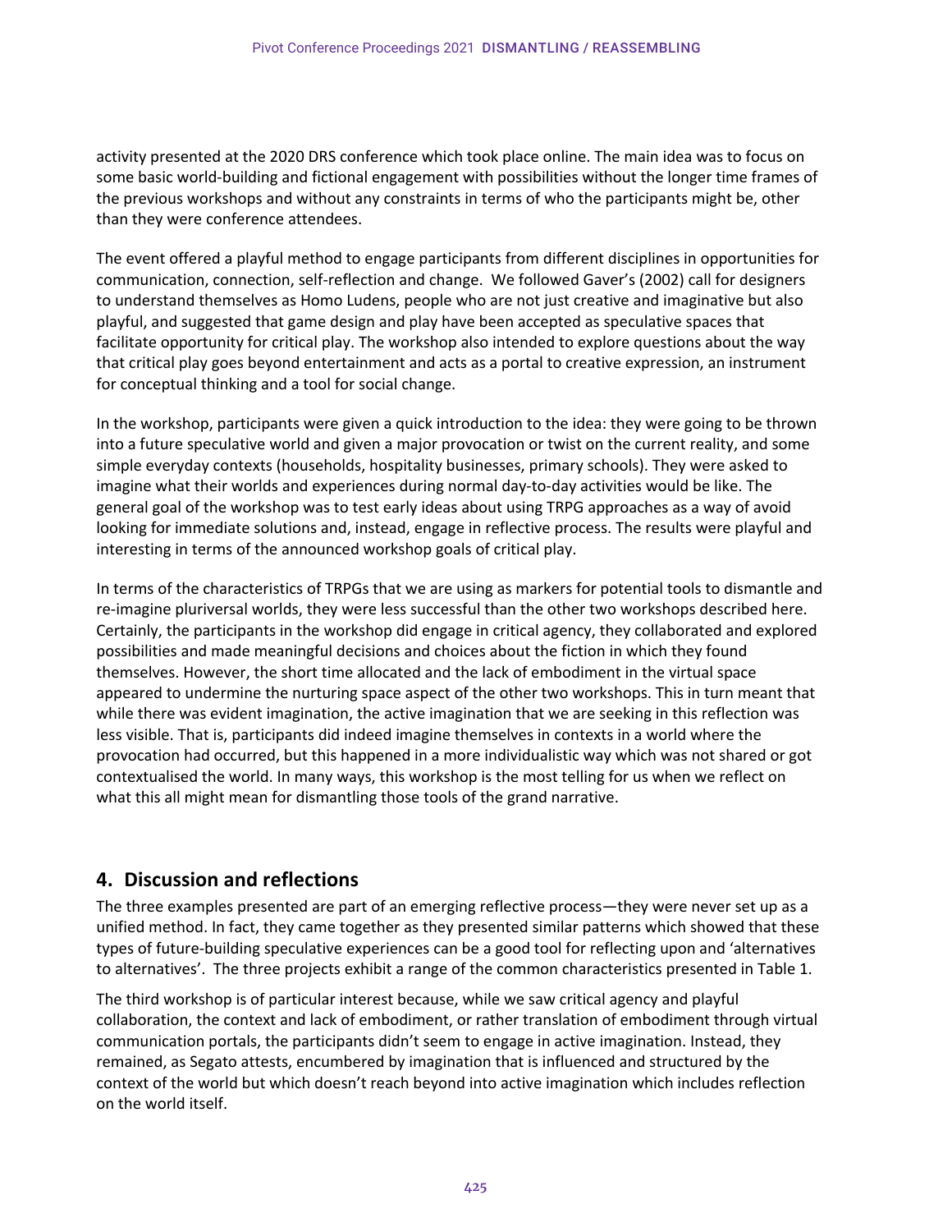activity presented at the 2020 DRS conference which took place online. The main idea was to focus on some basic world-building and fictional engagement with possibilities without the longer time frames of the previous workshops and without any constraints in terms of who the participants might be, other than they were conference attendees.

The event offered a playful method to engage participants from different disciplines in opportunities for communication, connection, self-reflection and change. We followed Gaver's (2002) call for designers to understand themselves as Homo Ludens, people who are not just creative and imaginative but also playful, and suggested that game design and play have been accepted as speculative spaces that facilitate opportunity for critical play. The workshop also intended to explore questions about the way that critical play goes beyond entertainment and acts as a portal to creative expression, an instrument for conceptual thinking and a tool for social change.

In the workshop, participants were given a quick introduction to the idea: they were going to be thrown into a future speculative world and given a major provocation or twist on the current reality, and some simple everyday contexts (households, hospitality businesses, primary schools). They were asked to imagine what their worlds and experiences during normal day-to-day activities would be like. The general goal of the workshop was to test early ideas about using TRPG approaches as a way of avoid looking for immediate solutions and, instead, engage in reflective process. The results were playful and interesting in terms of the announced workshop goals of critical play.

In terms of the characteristics of TRPGs that we are using as markers for potential tools to dismantle and re-imagine pluriversal worlds, they were less successful than the other two workshops described here. Certainly, the participants in the workshop did engage in critical agency, they collaborated and explored possibilities and made meaningful decisions and choices about the fiction in which they found themselves. However, the short time allocated and the lack of embodiment in the virtual space appeared to undermine the nurturing space aspect of the other two workshops. This in turn meant that while there was evident imagination, the active imagination that we are seeking in this reflection was less visible. That is, participants did indeed imagine themselves in contexts in a world where the provocation had occurred, but this happened in a more individualistic way which was not shared or got contextualised the world. In many ways, this workshop is the most telling for us when we reflect on what this all might mean for dismantling those tools of the grand narrative.

## 4. Discussion and reflections

The three examples presented are part of an emerging reflective process—they were never set up as a unified method. In fact, they came together as they presented similar patterns which showed that these types of future-building speculative experiences can be a good tool for reflecting upon and 'alternatives to alternatives'. The three projects exhibit a range of the common characteristics presented in Table 1.

The third workshop is of particular interest because, while we saw critical agency and playful collaboration, the context and lack of embodiment, or rather translation of embodiment through virtual communication portals, the participants didn't seem to engage in active imagination. Instead, they remained, as Segato attests, encumbered by imagination that is influenced and structured by the context of the world but which doesn't reach beyond into active imagination which includes reflection on the world itself.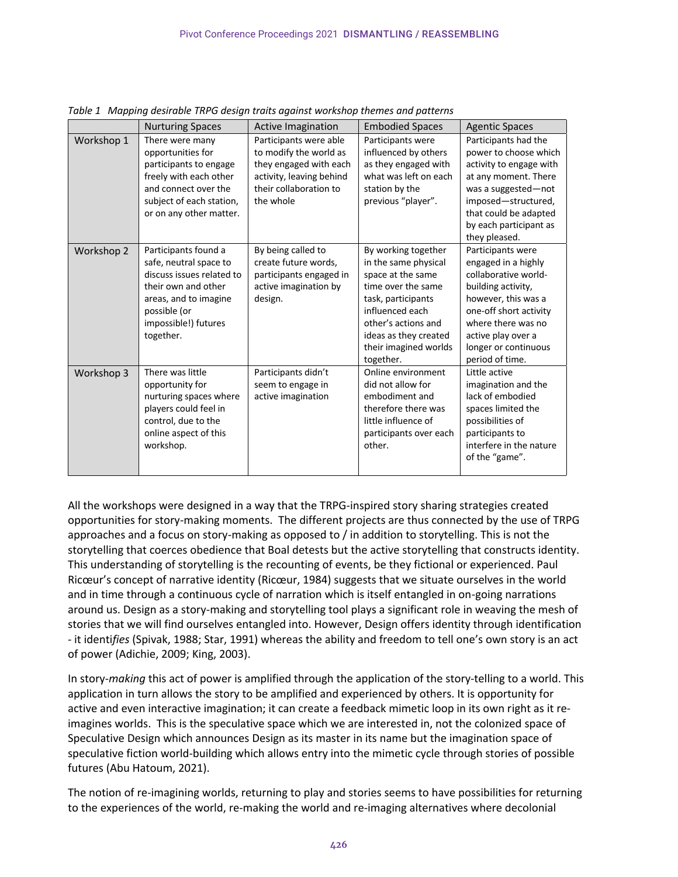*Table 1 Mapping desirable TRPG design traits against workshop themes and patterns*

| | Nurturing Spaces | Active Imagination | Embodied Spaces | Agentic Spaces |
|---|---|---|---|---|
| Workshop 1 | There were many opportunities for participants to engage freely with each other and connect over the subject of each station, or on any other matter. | Participants were able to modify the world as they engaged with each activity, leaving behind their collaboration to the whole | Participants were influenced by others as they engaged with what was left on each station by the previous "player". | Participants had the power to choose which activity to engage with at any moment. There was a suggested—not imposed—structured, that could be adapted by each participant as they pleased. |
| Workshop 2 | Participants found a safe, neutral space to discuss issues related to their own and other areas, and to imagine possible (or impossible!) futures together. | By being called to create future words, participants engaged in active imagination by design. | By working together in the same physical space at the same time over the same task, participants influenced each other's actions and ideas as they created their imagined worlds together. | Participants were engaged in a highly collaborative world-building activity, however, this was a one-off short activity where there was no active play over a longer or continuous period of time. |
| Workshop 3 | There was little opportunity for nurturing spaces where players could feel in control, due to the online aspect of this workshop. | Participants didn't seem to engage in active imagination | Online environment did not allow for embodiment and therefore there was little influence of participants over each other. | Little active imagination and the lack of embodied spaces limited the possibilities of participants to interfere in the nature of the "game". |

All the workshops were designed in a way that the TRPG-inspired story sharing strategies created opportunities for story-making moments. The different projects are thus connected by the use of TRPG approaches and a focus on story-making as opposed to / in addition to storytelling. This is not the storytelling that coerces obedience that Boal detests but the active storytelling that constructs identity. This understanding of storytelling is the recounting of events, be they fictional or experienced. Paul Ricœur's concept of narrative identity (Ricœur, 1984) suggests that we situate ourselves in the world and in time through a continuous cycle of narration which is itself entangled in on-going narrations around us. Design as a story-making and storytelling tool plays a significant role in weaving the mesh of stories that we will find ourselves entangled into. However, Design offers identity through identification - it identi*fies* (Spivak, 1988; Star, 1991) whereas the ability and freedom to tell one's own story is an act of power (Adichie, 2009; King, 2003).

In story-*making* this act of power is amplified through the application of the story-telling to a world. This application in turn allows the story to be amplified and experienced by others. It is opportunity for active and even interactive imagination; it can create a feedback mimetic loop in its own right as it re-imagines worlds. This is the speculative space which we are interested in, not the colonized space of Speculative Design which announces Design as its master in its name but the imagination space of speculative fiction world-building which allows entry into the mimetic cycle through stories of possible futures (Abu Hatoum, 2021).

The notion of re-imagining worlds, returning to play and stories seems to have possibilities for returning to the experiences of the world, re-making the world and re-imaging alternatives where decolonial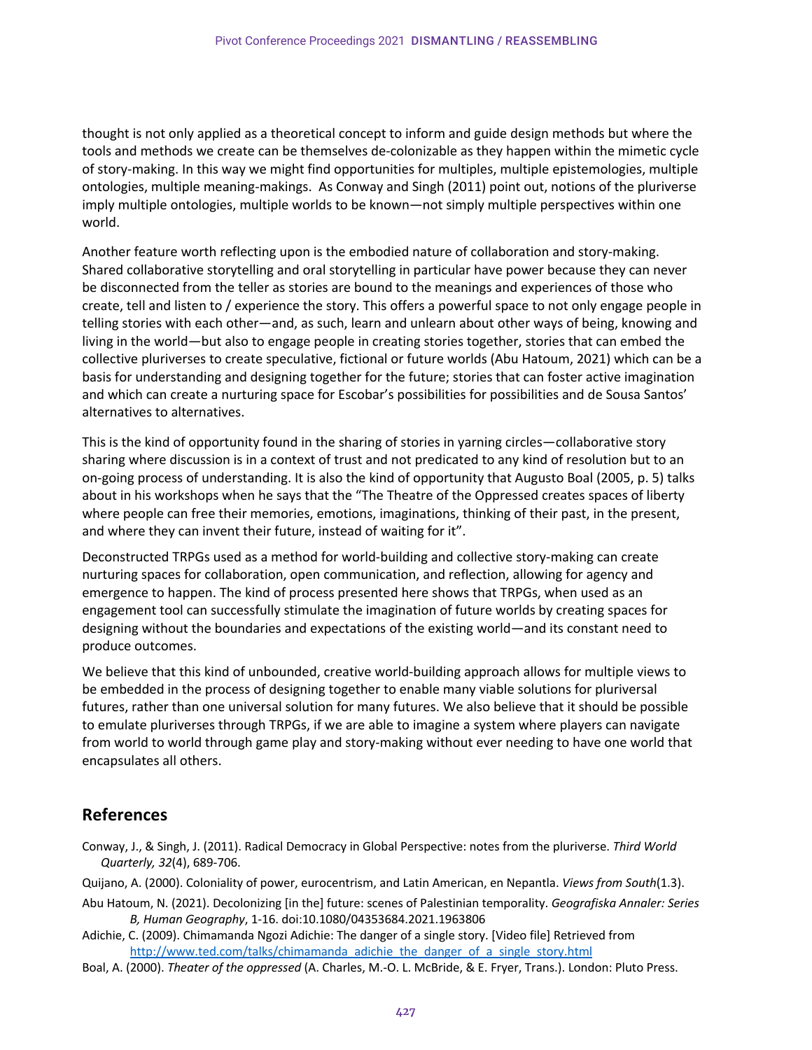thought is not only applied as a theoretical concept to inform and guide design methods but where the tools and methods we create can be themselves de-colonizable as they happen within the mimetic cycle of story-making. In this way we might find opportunities for multiples, multiple epistemologies, multiple ontologies, multiple meaning-makings. As Conway and Singh (2011) point out, notions of the pluriverse imply multiple ontologies, multiple worlds to be known—not simply multiple perspectives within one world.

Another feature worth reflecting upon is the embodied nature of collaboration and story-making. Shared collaborative storytelling and oral storytelling in particular have power because they can never be disconnected from the teller as stories are bound to the meanings and experiences of those who create, tell and listen to / experience the story. This offers a powerful space to not only engage people in telling stories with each other—and, as such, learn and unlearn about other ways of being, knowing and living in the world—but also to engage people in creating stories together, stories that can embed the collective pluriverses to create speculative, fictional or future worlds (Abu Hatoum, 2021) which can be a basis for understanding and designing together for the future; stories that can foster active imagination and which can create a nurturing space for Escobar's possibilities for possibilities and de Sousa Santos' alternatives to alternatives.

This is the kind of opportunity found in the sharing of stories in yarning circles—collaborative story sharing where discussion is in a context of trust and not predicated to any kind of resolution but to an on-going process of understanding. It is also the kind of opportunity that Augusto Boal (2005, p. 5) talks about in his workshops when he says that the "The Theatre of the Oppressed creates spaces of liberty where people can free their memories, emotions, imaginations, thinking of their past, in the present, and where they can invent their future, instead of waiting for it".

Deconstructed TRPGs used as a method for world-building and collective story-making can create nurturing spaces for collaboration, open communication, and reflection, allowing for agency and emergence to happen. The kind of process presented here shows that TRPGs, when used as an engagement tool can successfully stimulate the imagination of future worlds by creating spaces for designing without the boundaries and expectations of the existing world—and its constant need to produce outcomes.

We believe that this kind of unbounded, creative world-building approach allows for multiple views to be embedded in the process of designing together to enable many viable solutions for pluriversal futures, rather than one universal solution for many futures. We also believe that it should be possible to emulate pluriverses through TRPGs, if we are able to imagine a system where players can navigate from world to world through game play and story-making without ever needing to have one world that encapsulates all others.

## References

Conway, J., & Singh, J. (2011). Radical Democracy in Global Perspective: notes from the pluriverse. *Third World Quarterly, 32*(4), 689-706.

Quijano, A. (2000). Coloniality of power, eurocentrism, and Latin American, en Nepantla. *Views from South*(1.3).

Abu Hatoum, N. (2021). Decolonizing [in the] future: scenes of Palestinian temporality. *Geografiska Annaler: Series B, Human Geography*, 1-16. doi:10.1080/04353684.2021.1963806

Adichie, C. (2009). Chimamanda Ngozi Adichie: The danger of a single story. [Video file] Retrieved from http://www.ted.com/talks/chimamanda_adichie_the_danger_of_a_single_story.html

Boal, A. (2000). *Theater of the oppressed* (A. Charles, M.-O. L. McBride, & E. Fryer, Trans.). London: Pluto Press.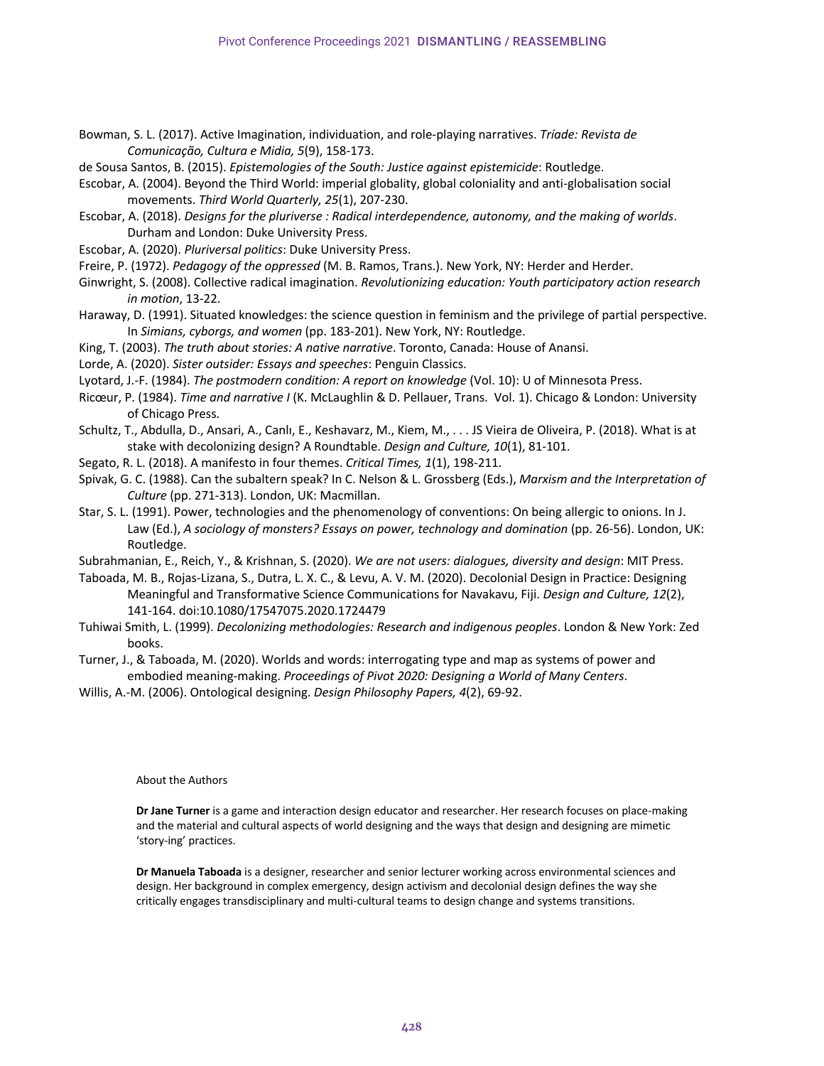Bowman, S. L. (2017). Active Imagination, individuation, and role-playing narratives. *Tríade: Revista de Comunicação, Cultura e Midia, 5*(9), 158-173.

de Sousa Santos, B. (2015). *Epistemologies of the South: Justice against epistemicide*: Routledge.

Escobar, A. (2004). Beyond the Third World: imperial globality, global coloniality and anti-globalisation social movements. *Third World Quarterly, 25*(1), 207-230.

Escobar, A. (2018). *Designs for the pluriverse : Radical interdependence, autonomy, and the making of worlds*. Durham and London: Duke University Press.

Escobar, A. (2020). *Pluriversal politics*: Duke University Press.

Freire, P. (1972). *Pedagogy of the oppressed* (M. B. Ramos, Trans.). New York, NY: Herder and Herder.

Ginwright, S. (2008). Collective radical imagination. *Revolutionizing education: Youth participatory action research in motion*, 13-22.

Haraway, D. (1991). Situated knowledges: the science question in feminism and the privilege of partial perspective. In *Simians, cyborgs, and women* (pp. 183-201). New York, NY: Routledge.

King, T. (2003). *The truth about stories: A native narrative*. Toronto, Canada: House of Anansi.

Lorde, A. (2020). *Sister outsider: Essays and speeches*: Penguin Classics.

Lyotard, J.-F. (1984). *The postmodern condition: A report on knowledge* (Vol. 10): U of Minnesota Press.

Ricœur, P. (1984). *Time and narrative I* (K. McLaughlin & D. Pellauer, Trans. Vol. 1). Chicago & London: University of Chicago Press.

Schultz, T., Abdulla, D., Ansari, A., Canlı, E., Keshavarz, M., Kiem, M., . . . JS Vieira de Oliveira, P. (2018). What is at stake with decolonizing design? A Roundtable. *Design and Culture, 10*(1), 81-101.

Segato, R. L. (2018). A manifesto in four themes. *Critical Times, 1*(1), 198-211.

Spivak, G. C. (1988). Can the subaltern speak? In C. Nelson & L. Grossberg (Eds.), *Marxism and the Interpretation of Culture* (pp. 271-313). London, UK: Macmillan.

Star, S. L. (1991). Power, technologies and the phenomenology of conventions: On being allergic to onions. In J. Law (Ed.), *A sociology of monsters? Essays on power, technology and domination* (pp. 26-56). London, UK: Routledge.

Subrahmanian, E., Reich, Y., & Krishnan, S. (2020). *We are not users: dialogues, diversity and design*: MIT Press.

Taboada, M. B., Rojas-Lizana, S., Dutra, L. X. C., & Levu, A. V. M. (2020). Decolonial Design in Practice: Designing Meaningful and Transformative Science Communications for Navakavu, Fiji. *Design and Culture, 12*(2), 141-164. doi:10.1080/17547075.2020.1724479

Tuhiwai Smith, L. (1999). *Decolonizing methodologies: Research and indigenous peoples*. London & New York: Zed books.

Turner, J., & Taboada, M. (2020). Worlds and words: interrogating type and map as systems of power and embodied meaning-making. *Proceedings of Pivot 2020: Designing a World of Many Centers*.

Willis, A.-M. (2006). Ontological designing. *Design Philosophy Papers, 4*(2), 69-92.

About the Authors

**Dr Jane Turner** is a game and interaction design educator and researcher. Her research focuses on place-making and the material and cultural aspects of world designing and the ways that design and designing are mimetic 'story-ing' practices.

**Dr Manuela Taboada** is a designer, researcher and senior lecturer working across environmental sciences and design. Her background in complex emergency, design activism and decolonial design defines the way she critically engages transdisciplinary and multi-cultural teams to design change and systems transitions.